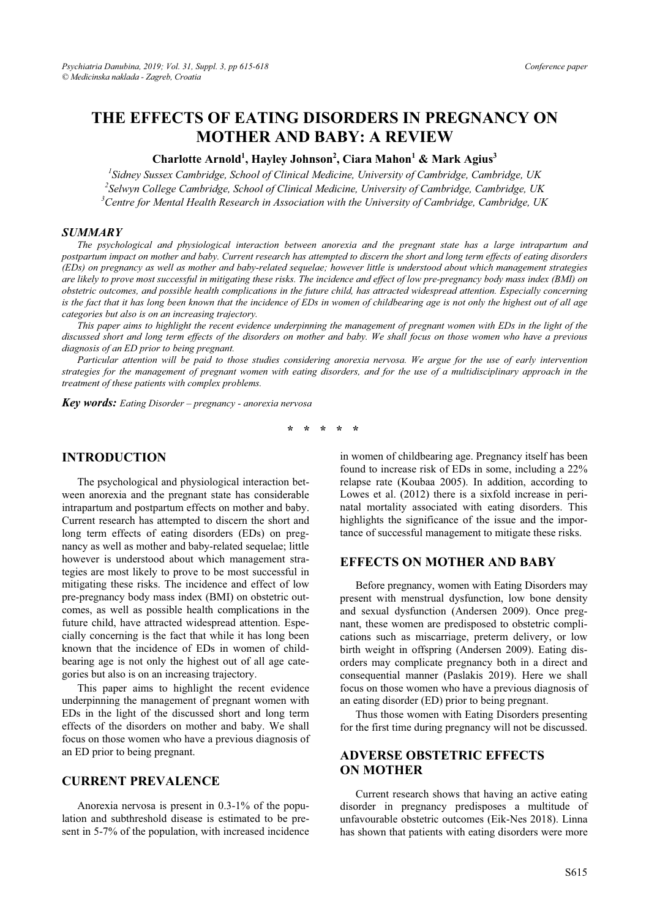# THE EFFECTS OF EATING DISORDERS IN PREGNANCY ON MOTHER AND BABY: A REVIEW

**Charlotte Arnold[1], Hayley Johnson[2], Ciara Mahon[1] & Mark Agius[3]**

[1]*Sidney Sussex Cambridge, School of Clinical Medicine, University of Cambridge, Cambridge, UK*
[2]*Selwyn College Cambridge, School of Clinical Medicine, University of Cambridge, Cambridge, UK*
[3]*Centre for Mental Health Research in Association with the University of Cambridge, Cambridge, UK*

## SUMMARY

*The psychological and physiological interaction between anorexia and the pregnant state has a large intrapartum and postpartum impact on mother and baby. Current research has attempted to discern the short and long term effects of eating disorders (EDs) on pregnancy as well as mother and baby-related sequelae; however little is understood about which management strategies are likely to prove most successful in mitigating these risks. The incidence and effect of low pre-pregnancy body mass index (BMI) on obstetric outcomes, and possible health complications in the future child, has attracted widespread attention. Especially concerning is the fact that it has long been known that the incidence of EDs in women of childbearing age is not only the highest out of all age categories but also is on an increasing trajectory.*

*This paper aims to highlight the recent evidence underpinning the management of pregnant women with EDs in the light of the discussed short and long term effects of the disorders on mother and baby. We shall focus on those women who have a previous diagnosis of an ED prior to being pregnant.*

*Particular attention will be paid to those studies considering anorexia nervosa. We argue for the use of early intervention strategies for the management of pregnant women with eating disorders, and for the use of a multidisciplinary approach in the treatment of these patients with complex problems.*

***Key words:*** *Eating Disorder – pregnancy - anorexia nervosa*

\* \* \* \* \*

## INTRODUCTION

The psychological and physiological interaction between anorexia and the pregnant state has considerable intrapartum and postpartum effects on mother and baby. Current research has attempted to discern the short and long term effects of eating disorders (EDs) on pregnancy as well as mother and baby-related sequelae; little however is understood about which management strategies are most likely to prove to be most successful in mitigating these risks. The incidence and effect of low pre-pregnancy body mass index (BMI) on obstetric outcomes, as well as possible health complications in the future child, have attracted widespread attention. Especially concerning is the fact that while it has long been known that the incidence of EDs in women of childbearing age is not only the highest out of all age categories but also is on an increasing trajectory.

This paper aims to highlight the recent evidence underpinning the management of pregnant women with EDs in the light of the discussed short and long term effects of the disorders on mother and baby. We shall focus on those women who have a previous diagnosis of an ED prior to being pregnant.

## CURRENT PREVALENCE

Anorexia nervosa is present in 0.3-1% of the population and subthreshold disease is estimated to be present in 5-7% of the population, with increased incidence in women of childbearing age. Pregnancy itself has been found to increase risk of EDs in some, including a 22% relapse rate (Koubaa 2005). In addition, according to Lowes et al. (2012) there is a sixfold increase in perinatal mortality associated with eating disorders. This highlights the significance of the issue and the importance of successful management to mitigate these risks.

## EFFECTS ON MOTHER AND BABY

Before pregnancy, women with Eating Disorders may present with menstrual dysfunction, low bone density and sexual dysfunction (Andersen 2009). Once pregnant, these women are predisposed to obstetric complications such as miscarriage, preterm delivery, or low birth weight in offspring (Andersen 2009). Eating disorders may complicate pregnancy both in a direct and consequential manner (Paslakis 2019). Here we shall focus on those women who have a previous diagnosis of an eating disorder (ED) prior to being pregnant.

Thus those women with Eating Disorders presenting for the first time during pregnancy will not be discussed.

## ADVERSE OBSTETRIC EFFECTS ON MOTHER

Current research shows that having an active eating disorder in pregnancy predisposes a multitude of unfavourable obstetric outcomes (Eik-Nes 2018). Linna has shown that patients with eating disorders were more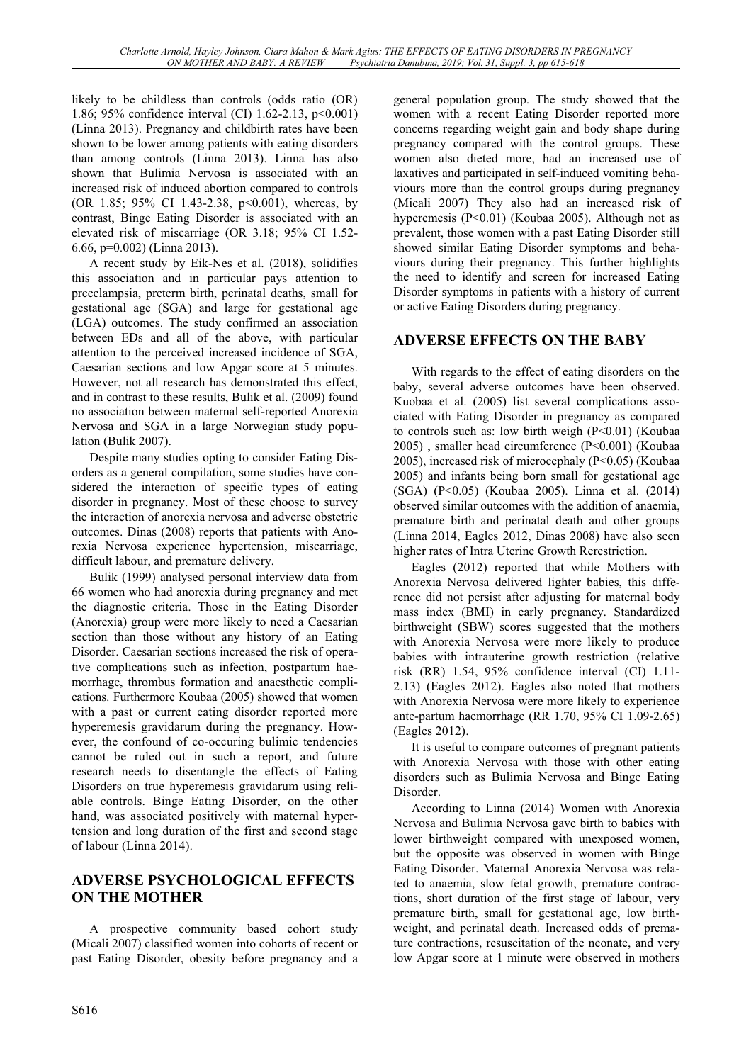likely to be childless than controls (odds ratio (OR) 1.86; 95% confidence interval (CI) 1.62-2.13, p<0.001) (Linna 2013). Pregnancy and childbirth rates have been shown to be lower among patients with eating disorders than among controls (Linna 2013). Linna has also shown that Bulimia Nervosa is associated with an increased risk of induced abortion compared to controls (OR 1.85; 95% CI 1.43-2.38, p<0.001), whereas, by contrast, Binge Eating Disorder is associated with an elevated risk of miscarriage (OR 3.18; 95% CI 1.52-6.66, p=0.002) (Linna 2013).

A recent study by Eik-Nes et al. (2018), solidifies this association and in particular pays attention to preeclampsia, preterm birth, perinatal deaths, small for gestational age (SGA) and large for gestational age (LGA) outcomes. The study confirmed an association between EDs and all of the above, with particular attention to the perceived increased incidence of SGA, Caesarian sections and low Apgar score at 5 minutes. However, not all research has demonstrated this effect, and in contrast to these results, Bulik et al. (2009) found no association between maternal self-reported Anorexia Nervosa and SGA in a large Norwegian study population (Bulik 2007).

Despite many studies opting to consider Eating Disorders as a general compilation, some studies have considered the interaction of specific types of eating disorder in pregnancy. Most of these choose to survey the interaction of anorexia nervosa and adverse obstetric outcomes. Dinas (2008) reports that patients with Anorexia Nervosa experience hypertension, miscarriage, difficult labour, and premature delivery.

Bulik (1999) analysed personal interview data from 66 women who had anorexia during pregnancy and met the diagnostic criteria. Those in the Eating Disorder (Anorexia) group were more likely to need a Caesarian section than those without any history of an Eating Disorder. Caesarian sections increased the risk of operative complications such as infection, postpartum haemorrhage, thrombus formation and anaesthetic complications. Furthermore Koubaa (2005) showed that women with a past or current eating disorder reported more hyperemesis gravidarum during the pregnancy. However, the confound of co-occuring bulimic tendencies cannot be ruled out in such a report, and future research needs to disentangle the effects of Eating Disorders on true hyperemesis gravidarum using reliable controls. Binge Eating Disorder, on the other hand, was associated positively with maternal hypertension and long duration of the first and second stage of labour (Linna 2014).

## ADVERSE PSYCHOLOGICAL EFFECTS ON THE MOTHER

A prospective community based cohort study (Micali 2007) classified women into cohorts of recent or past Eating Disorder, obesity before pregnancy and a general population group. The study showed that the women with a recent Eating Disorder reported more concerns regarding weight gain and body shape during pregnancy compared with the control groups. These women also dieted more, had an increased use of laxatives and participated in self-induced vomiting behaviours more than the control groups during pregnancy (Micali 2007) They also had an increased risk of hyperemesis (P<0.01) (Koubaa 2005). Although not as prevalent, those women with a past Eating Disorder still showed similar Eating Disorder symptoms and behaviours during their pregnancy. This further highlights the need to identify and screen for increased Eating Disorder symptoms in patients with a history of current or active Eating Disorders during pregnancy.

## ADVERSE EFFECTS ON THE BABY

With regards to the effect of eating disorders on the baby, several adverse outcomes have been observed. Kuobaa et al. (2005) list several complications associated with Eating Disorder in pregnancy as compared to controls such as: low birth weigh (P<0.01) (Koubaa 2005) , smaller head circumference (P<0.001) (Koubaa 2005), increased risk of microcephaly (P<0.05) (Koubaa 2005) and infants being born small for gestational age (SGA) (P<0.05) (Koubaa 2005). Linna et al. (2014) observed similar outcomes with the addition of anaemia, premature birth and perinatal death and other groups (Linna 2014, Eagles 2012, Dinas 2008) have also seen higher rates of Intra Uterine Growth Rerestriction.

Eagles (2012) reported that while Mothers with Anorexia Nervosa delivered lighter babies, this difference did not persist after adjusting for maternal body mass index (BMI) in early pregnancy. Standardized birthweight (SBW) scores suggested that the mothers with Anorexia Nervosa were more likely to produce babies with intrauterine growth restriction (relative risk (RR) 1.54, 95% confidence interval (CI) 1.11-2.13) (Eagles 2012). Eagles also noted that mothers with Anorexia Nervosa were more likely to experience ante-partum haemorrhage (RR 1.70, 95% CI 1.09-2.65) (Eagles 2012).

It is useful to compare outcomes of pregnant patients with Anorexia Nervosa with those with other eating disorders such as Bulimia Nervosa and Binge Eating Disorder.

According to Linna (2014) Women with Anorexia Nervosa and Bulimia Nervosa gave birth to babies with lower birthweight compared with unexposed women, but the opposite was observed in women with Binge Eating Disorder. Maternal Anorexia Nervosa was related to anaemia, slow fetal growth, premature contractions, short duration of the first stage of labour, very premature birth, small for gestational age, low birthweight, and perinatal death. Increased odds of premature contractions, resuscitation of the neonate, and very low Apgar score at 1 minute were observed in mothers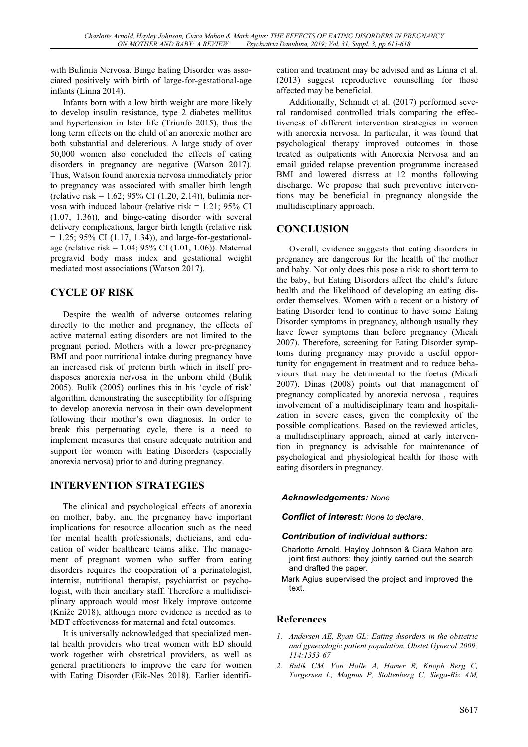with Bulimia Nervosa. Binge Eating Disorder was associated positively with birth of large-for-gestational-age infants (Linna 2014).

Infants born with a low birth weight are more likely to develop insulin resistance, type 2 diabetes mellitus and hypertension in later life (Triunfo 2015), thus the long term effects on the child of an anorexic mother are both substantial and deleterious. A large study of over 50,000 women also concluded the effects of eating disorders in pregnancy are negative (Watson 2017). Thus, Watson found anorexia nervosa immediately prior to pregnancy was associated with smaller birth length (relative risk = 1.62; 95% CI (1.20, 2.14)), bulimia nervosa with induced labour (relative risk = 1.21; 95% CI (1.07, 1.36)), and binge-eating disorder with several delivery complications, larger birth length (relative risk = 1.25; 95% CI (1.17, 1.34)), and large-for-gestational-age (relative risk = 1.04; 95% CI (1.01, 1.06)). Maternal pregravid body mass index and gestational weight mediated most associations (Watson 2017).

## CYCLE OF RISK

Despite the wealth of adverse outcomes relating directly to the mother and pregnancy, the effects of active maternal eating disorders are not limited to the pregnant period. Mothers with a lower pre-pregnancy BMI and poor nutritional intake during pregnancy have an increased risk of preterm birth which in itself predisposes anorexia nervosa in the unborn child (Bulik 2005). Bulik (2005) outlines this in his 'cycle of risk' algorithm, demonstrating the susceptibility for offspring to develop anorexia nervosa in their own development following their mother's own diagnosis. In order to break this perpetuating cycle, there is a need to implement measures that ensure adequate nutrition and support for women with Eating Disorders (especially anorexia nervosa) prior to and during pregnancy.

## INTERVENTION STRATEGIES

The clinical and psychological effects of anorexia on mother, baby, and the pregnancy have important implications for resource allocation such as the need for mental health professionals, dieticians, and education of wider healthcare teams alike. The management of pregnant women who suffer from eating disorders requires the cooperation of a perinatologist, internist, nutritional therapist, psychiatrist or psychologist, with their ancillary staff. Therefore a multidisciplinary approach would most likely improve outcome (Kníže 2018), although more evidence is needed as to MDT effectiveness for maternal and fetal outcomes.

It is universally acknowledged that specialized mental health providers who treat women with ED should work together with obstetrical providers, as well as general practitioners to improve the care for women with Eating Disorder (Eik-Nes 2018). Earlier identification and treatment may be advised and as Linna et al. (2013) suggest reproductive counselling for those affected may be beneficial.

Additionally, Schmidt et al. (2017) performed several randomised controlled trials comparing the effectiveness of different intervention strategies in women with anorexia nervosa. In particular, it was found that psychological therapy improved outcomes in those treated as outpatients with Anorexia Nervosa and an email guided relapse prevention programme increased BMI and lowered distress at 12 months following discharge. We propose that such preventive interventions may be beneficial in pregnancy alongside the multidisciplinary approach.

## CONCLUSION

Overall, evidence suggests that eating disorders in pregnancy are dangerous for the health of the mother and baby. Not only does this pose a risk to short term to the baby, but Eating Disorders affect the child's future health and the likelihood of developing an eating disorder themselves. Women with a recent or a history of Eating Disorder tend to continue to have some Eating Disorder symptoms in pregnancy, although usually they have fewer symptoms than before pregnancy (Micali 2007). Therefore, screening for Eating Disorder symptoms during pregnancy may provide a useful opportunity for engagement in treatment and to reduce behaviours that may be detrimental to the foetus (Micali 2007). Dinas (2008) points out that management of pregnancy complicated by anorexia nervosa , requires involvement of a multidisciplinary team and hospitalization in severe cases, given the complexity of the possible complications. Based on the reviewed articles, a multidisciplinary approach, aimed at early intervention in pregnancy is advisable for maintenance of psychological and physiological health for those with eating disorders in pregnancy.

***Acknowledgements:*** *None*

***Conflict of interest:*** *None to declare.*

***Contribution of individual authors:***

Charlotte Arnold, Hayley Johnson & Ciara Mahon are joint first authors; they jointly carried out the search and drafted the paper.

Mark Agius supervised the project and improved the text.

## References

1. *Andersen AE, Ryan GL: Eating disorders in the obstetric and gynecologic patient population. Obstet Gynecol 2009; 114:1353-67*
2. *Bulik CM, Von Holle A, Hamer R, Knoph Berg C, Torgersen L, Magnus P, Stoltenberg C, Siega-Riz AM,*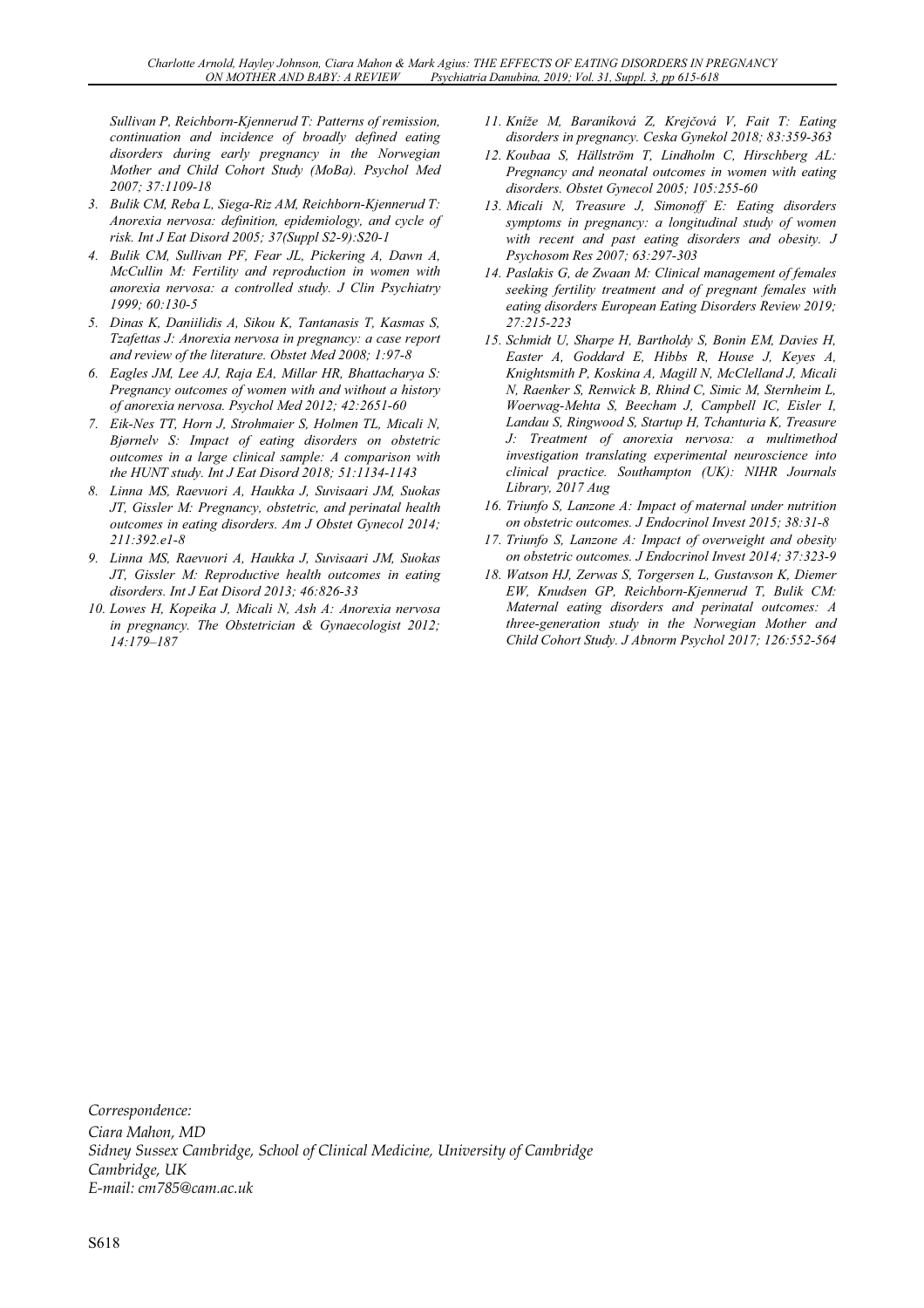Sullivan P, Reichborn-Kjennerud T: Patterns of remission, continuation and incidence of broadly defined eating disorders during early pregnancy in the Norwegian Mother and Child Cohort Study (MoBa). Psychol Med 2007; 37:1109-18

3. Bulik CM, Reba L, Siega-Riz AM, Reichborn-Kjennerud T: Anorexia nervosa: definition, epidemiology, and cycle of risk. Int J Eat Disord 2005; 37(Suppl S2-9):S20-1
4. Bulik CM, Sullivan PF, Fear JL, Pickering A, Dawn A, McCullin M: Fertility and reproduction in women with anorexia nervosa: a controlled study. J Clin Psychiatry 1999; 60:130-5
5. Dinas K, Daniilidis A, Sikou K, Tantanasis T, Kasmas S, Tzafettas J: Anorexia nervosa in pregnancy: a case report and review of the literature. Obstet Med 2008; 1:97-8
6. Eagles JM, Lee AJ, Raja EA, Millar HR, Bhattacharya S: Pregnancy outcomes of women with and without a history of anorexia nervosa. Psychol Med 2012; 42:2651-60
7. Eik-Nes TT, Horn J, Strohmaier S, Holmen TL, Micali N, Bjørnelv S: Impact of eating disorders on obstetric outcomes in a large clinical sample: A comparison with the HUNT study. Int J Eat Disord 2018; 51:1134-1143
8. Linna MS, Raevuori A, Haukka J, Suvisaari JM, Suokas JT, Gissler M: Pregnancy, obstetric, and perinatal health outcomes in eating disorders. Am J Obstet Gynecol 2014; 211:392.e1-8
9. Linna MS, Raevuori A, Haukka J, Suvisaari JM, Suokas JT, Gissler M: Reproductive health outcomes in eating disorders. Int J Eat Disord 2013; 46:826-33
10. Lowes H, Kopeika J, Micali N, Ash A: Anorexia nervosa in pregnancy. The Obstetrician & Gynaecologist 2012; 14:179–187
11. Kníže M, Baraníková Z, Krejčová V, Fait T: Eating disorders in pregnancy. Ceska Gynekol 2018; 83:359-363
12. Koubaa S, Hällström T, Lindholm C, Hirschberg AL: Pregnancy and neonatal outcomes in women with eating disorders. Obstet Gynecol 2005; 105:255-60
13. Micali N, Treasure J, Simonoff E: Eating disorders symptoms in pregnancy: a longitudinal study of women with recent and past eating disorders and obesity. J Psychosom Res 2007; 63:297-303
14. Paslakis G, de Zwaan M: Clinical management of females seeking fertility treatment and of pregnant females with eating disorders European Eating Disorders Review 2019; 27:215-223
15. Schmidt U, Sharpe H, Bartholdy S, Bonin EM, Davies H, Easter A, Goddard E, Hibbs R, House J, Keyes A, Knightsmith P, Koskina A, Magill N, McClelland J, Micali N, Raenker S, Renwick B, Rhind C, Simic M, Sternheim L, Woerwag-Mehta S, Beecham J, Campbell IC, Eisler I, Landau S, Ringwood S, Startup H, Tchanturia K, Treasure J: Treatment of anorexia nervosa: a multimethod investigation translating experimental neuroscience into clinical practice. Southampton (UK): NIHR Journals Library, 2017 Aug
16. Triunfo S, Lanzone A: Impact of maternal under nutrition on obstetric outcomes. J Endocrinol Invest 2015; 38:31-8
17. Triunfo S, Lanzone A: Impact of overweight and obesity on obstetric outcomes. J Endocrinol Invest 2014; 37:323-9
18. Watson HJ, Zerwas S, Torgersen L, Gustavson K, Diemer EW, Knudsen GP, Reichborn-Kjennerud T, Bulik CM: Maternal eating disorders and perinatal outcomes: A three-generation study in the Norwegian Mother and Child Cohort Study. J Abnorm Psychol 2017; 126:552-564

*Correspondence:*
*Ciara Mahon, MD*
*Sidney Sussex Cambridge, School of Clinical Medicine, University of Cambridge*
*Cambridge, UK*
*E-mail: cm785@cam.ac.uk*